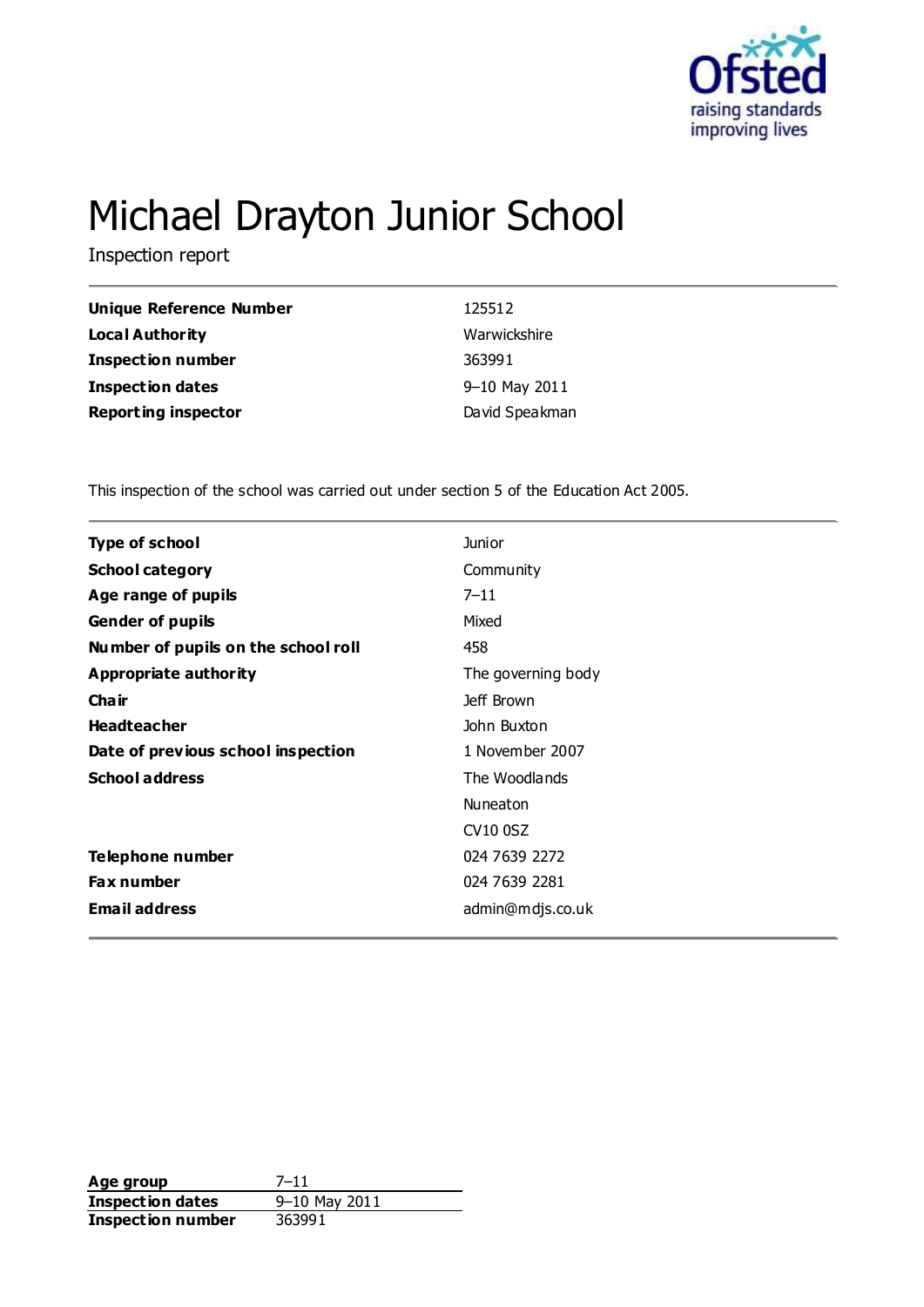# Michael Drayton Junior School

Inspection report

| | |
|---|---|
| **Unique Reference Number** | 125512 |
| **Local Authority** | Warwickshire |
| **Inspection number** | 363991 |
| **Inspection dates** | 9–10 May 2011 |
| **Reporting inspector** | David Speakman |

This inspection of the school was carried out under section 5 of the Education Act 2005.

| | |
|---|---|
| **Type of school** | Junior |
| **School category** | Community |
| **Age range of pupils** | 7–11 |
| **Gender of pupils** | Mixed |
| **Number of pupils on the school roll** | 458 |
| **Appropriate authority** | The governing body |
| **Chair** | Jeff Brown |
| **Headteacher** | John Buxton |
| **Date of previous school inspection** | 1 November 2007 |
| **School address** | The Woodlands<br>Nuneaton<br>CV10 0SZ |
| **Telephone number** | 024 7639 2272 |
| **Fax number** | 024 7639 2281 |
| **Email address** | admin@mdjs.co.uk |

| | |
|---|---|
| **Age group** | 7–11 |
| **Inspection dates** | 9–10 May 2011 |
| **Inspection number** | 363991 |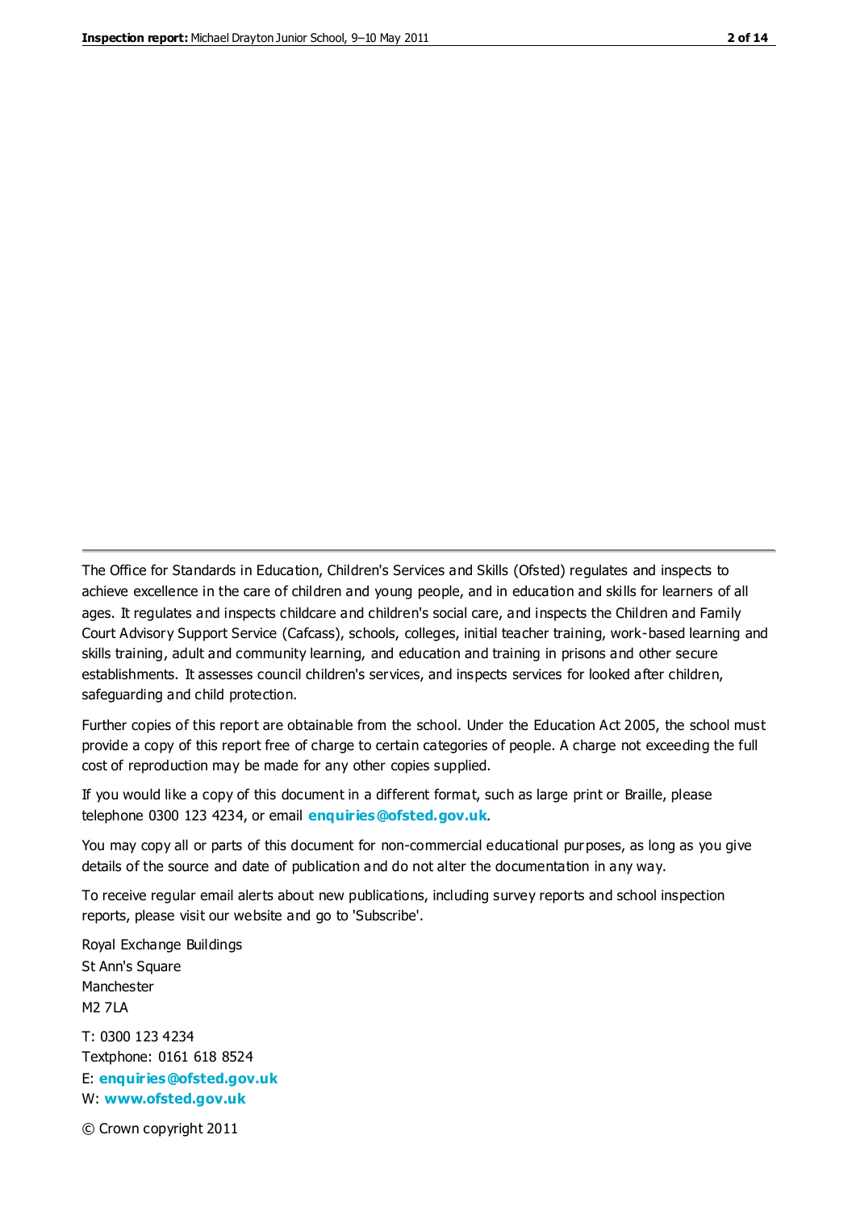The Office for Standards in Education, Children's Services and Skills (Ofsted) regulates and inspects to achieve excellence in the care of children and young people, and in education and skills for learners of all ages. It regulates and inspects childcare and children's social care, and inspects the Children and Family Court Advisory Support Service (Cafcass), schools, colleges, initial teacher training, work-based learning and skills training, adult and community learning, and education and training in prisons and other secure establishments. It assesses council children's services, and inspects services for looked after children, safeguarding and child protection.

Further copies of this report are obtainable from the school. Under the Education Act 2005, the school must provide a copy of this report free of charge to certain categories of people. A charge not exceeding the full cost of reproduction may be made for any other copies supplied.

If you would like a copy of this document in a different format, such as large print or Braille, please telephone 0300 123 4234, or email **enquiries@ofsted.gov.uk**.

You may copy all or parts of this document for non-commercial educational purposes, as long as you give details of the source and date of publication and do not alter the documentation in any way.

To receive regular email alerts about new publications, including survey reports and school inspection reports, please visit our website and go to 'Subscribe'.

Royal Exchange Buildings
St Ann's Square
Manchester
M2 7LA

T: 0300 123 4234
Textphone: 0161 618 8524
E: **enquiries@ofsted.gov.uk**
W: **www.ofsted.gov.uk**

© Crown copyright 2011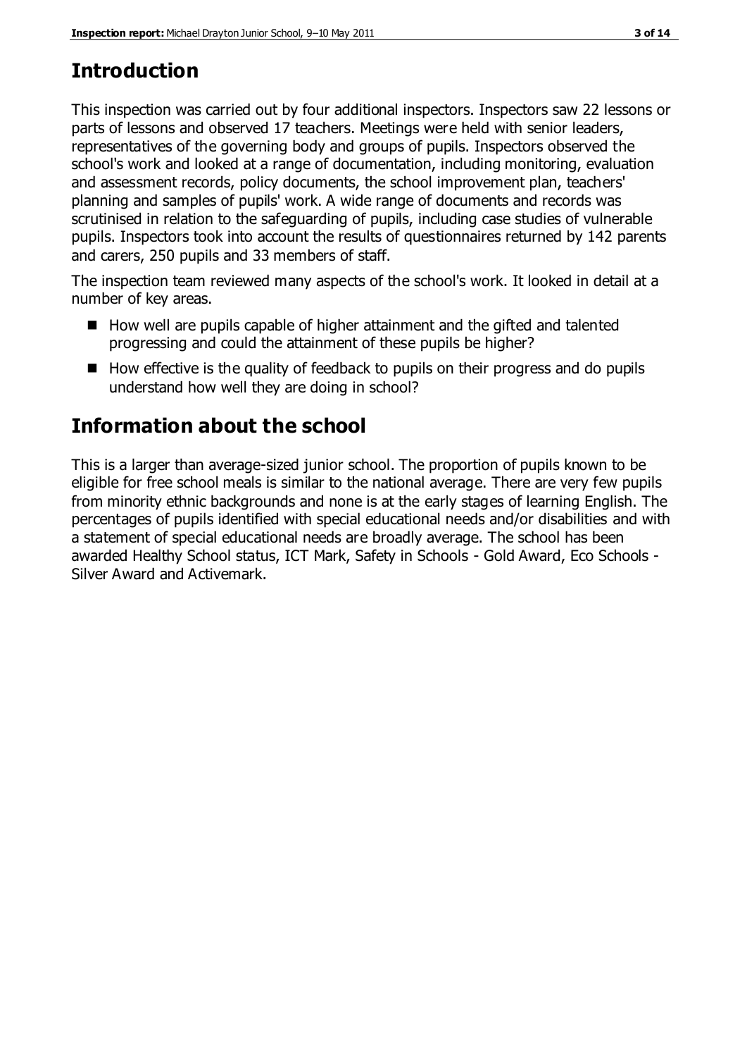## Introduction

This inspection was carried out by four additional inspectors. Inspectors saw 22 lessons or parts of lessons and observed 17 teachers. Meetings were held with senior leaders, representatives of the governing body and groups of pupils. Inspectors observed the school's work and looked at a range of documentation, including monitoring, evaluation and assessment records, policy documents, the school improvement plan, teachers' planning and samples of pupils' work. A wide range of documents and records was scrutinised in relation to the safeguarding of pupils, including case studies of vulnerable pupils. Inspectors took into account the results of questionnaires returned by 142 parents and carers, 250 pupils and 33 members of staff.

The inspection team reviewed many aspects of the school's work. It looked in detail at a number of key areas.

- How well are pupils capable of higher attainment and the gifted and talented progressing and could the attainment of these pupils be higher?
- How effective is the quality of feedback to pupils on their progress and do pupils understand how well they are doing in school?

## Information about the school

This is a larger than average-sized junior school. The proportion of pupils known to be eligible for free school meals is similar to the national average. There are very few pupils from minority ethnic backgrounds and none is at the early stages of learning English. The percentages of pupils identified with special educational needs and/or disabilities and with a statement of special educational needs are broadly average. The school has been awarded Healthy School status, ICT Mark, Safety in Schools - Gold Award, Eco Schools - Silver Award and Activemark.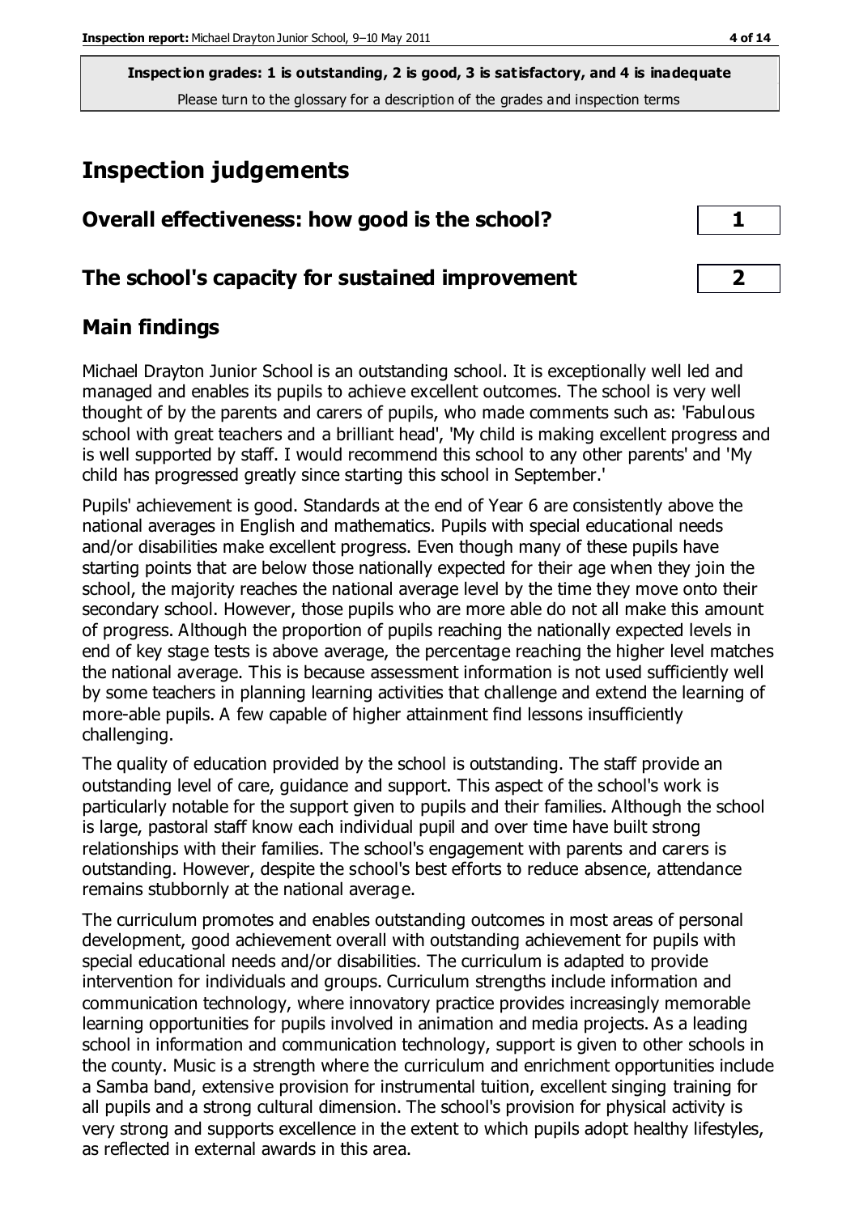**Inspection grades: 1 is outstanding, 2 is good, 3 is satisfactory, and 4 is inadequate**
Please turn to the glossary for a description of the grades and inspection terms

# Inspection judgements

| Overall effectiveness: how good is the school? | 1 |
|---|---|
| **The school's capacity for sustained improvement** | **2** |

## Main findings

Michael Drayton Junior School is an outstanding school. It is exceptionally well led and managed and enables its pupils to achieve excellent outcomes. The school is very well thought of by the parents and carers of pupils, who made comments such as: 'Fabulous school with great teachers and a brilliant head', 'My child is making excellent progress and is well supported by staff. I would recommend this school to any other parents' and 'My child has progressed greatly since starting this school in September.'

Pupils' achievement is good. Standards at the end of Year 6 are consistently above the national averages in English and mathematics. Pupils with special educational needs and/or disabilities make excellent progress. Even though many of these pupils have starting points that are below those nationally expected for their age when they join the school, the majority reaches the national average level by the time they move onto their secondary school. However, those pupils who are more able do not all make this amount of progress. Although the proportion of pupils reaching the nationally expected levels in end of key stage tests is above average, the percentage reaching the higher level matches the national average. This is because assessment information is not used sufficiently well by some teachers in planning learning activities that challenge and extend the learning of more-able pupils. A few capable of higher attainment find lessons insufficiently challenging.

The quality of education provided by the school is outstanding. The staff provide an outstanding level of care, guidance and support. This aspect of the school's work is particularly notable for the support given to pupils and their families. Although the school is large, pastoral staff know each individual pupil and over time have built strong relationships with their families. The school's engagement with parents and carers is outstanding. However, despite the school's best efforts to reduce absence, attendance remains stubbornly at the national average.

The curriculum promotes and enables outstanding outcomes in most areas of personal development, good achievement overall with outstanding achievement for pupils with special educational needs and/or disabilities. The curriculum is adapted to provide intervention for individuals and groups. Curriculum strengths include information and communication technology, where innovatory practice provides increasingly memorable learning opportunities for pupils involved in animation and media projects. As a leading school in information and communication technology, support is given to other schools in the county. Music is a strength where the curriculum and enrichment opportunities include a Samba band, extensive provision for instrumental tuition, excellent singing training for all pupils and a strong cultural dimension. The school's provision for physical activity is very strong and supports excellence in the extent to which pupils adopt healthy lifestyles, as reflected in external awards in this area.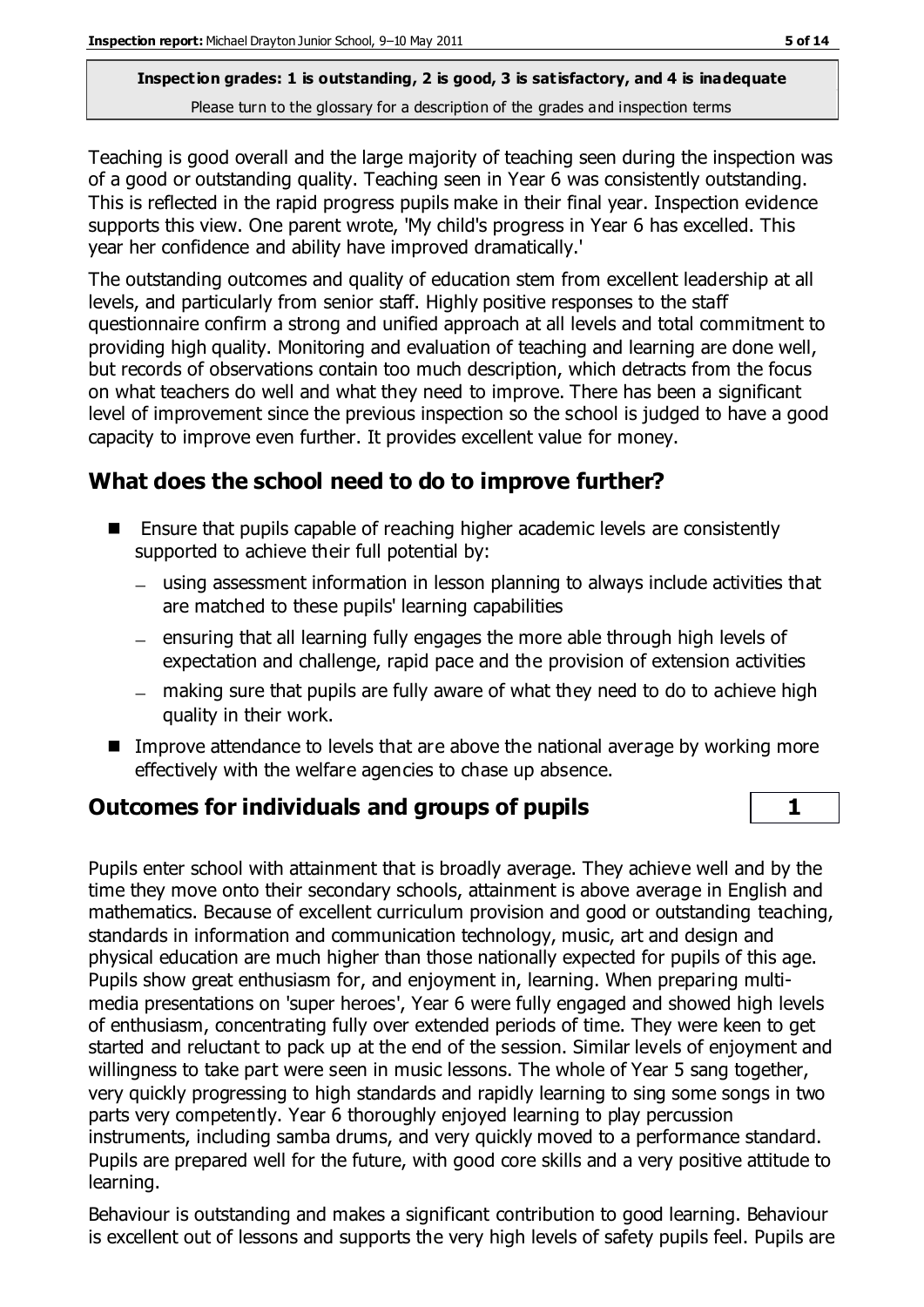**Inspection grades: 1 is outstanding, 2 is good, 3 is satisfactory, and 4 is inadequate**

Please turn to the glossary for a description of the grades and inspection terms

Teaching is good overall and the large majority of teaching seen during the inspection was of a good or outstanding quality. Teaching seen in Year 6 was consistently outstanding. This is reflected in the rapid progress pupils make in their final year. Inspection evidence supports this view. One parent wrote, 'My child's progress in Year 6 has excelled. This year her confidence and ability have improved dramatically.'

The outstanding outcomes and quality of education stem from excellent leadership at all levels, and particularly from senior staff. Highly positive responses to the staff questionnaire confirm a strong and unified approach at all levels and total commitment to providing high quality. Monitoring and evaluation of teaching and learning are done well, but records of observations contain too much description, which detracts from the focus on what teachers do well and what they need to improve. There has been a significant level of improvement since the previous inspection so the school is judged to have a good capacity to improve even further. It provides excellent value for money.

## What does the school need to do to improve further?

- Ensure that pupils capable of reaching higher academic levels are consistently supported to achieve their full potential by:
  - using assessment information in lesson planning to always include activities that are matched to these pupils' learning capabilities
  - ensuring that all learning fully engages the more able through high levels of expectation and challenge, rapid pace and the provision of extension activities
  - making sure that pupils are fully aware of what they need to do to achieve high quality in their work.
- Improve attendance to levels that are above the national average by working more effectively with the welfare agencies to chase up absence.

## Outcomes for individuals and groups of pupils | 1

Pupils enter school with attainment that is broadly average. They achieve well and by the time they move onto their secondary schools, attainment is above average in English and mathematics. Because of excellent curriculum provision and good or outstanding teaching, standards in information and communication technology, music, art and design and physical education are much higher than those nationally expected for pupils of this age. Pupils show great enthusiasm for, and enjoyment in, learning. When preparing multi-media presentations on 'super heroes', Year 6 were fully engaged and showed high levels of enthusiasm, concentrating fully over extended periods of time. They were keen to get started and reluctant to pack up at the end of the session. Similar levels of enjoyment and willingness to take part were seen in music lessons. The whole of Year 5 sang together, very quickly progressing to high standards and rapidly learning to sing some songs in two parts very competently. Year 6 thoroughly enjoyed learning to play percussion instruments, including samba drums, and very quickly moved to a performance standard. Pupils are prepared well for the future, with good core skills and a very positive attitude to learning.

Behaviour is outstanding and makes a significant contribution to good learning. Behaviour is excellent out of lessons and supports the very high levels of safety pupils feel. Pupils are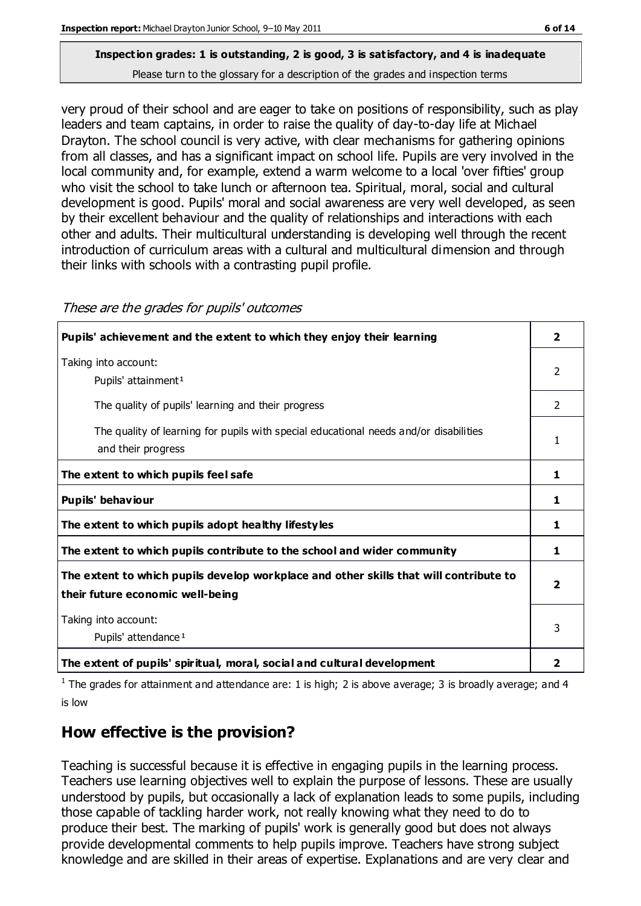**Inspection grades: 1 is outstanding, 2 is good, 3 is satisfactory, and 4 is inadequate**
Please turn to the glossary for a description of the grades and inspection terms

very proud of their school and are eager to take on positions of responsibility, such as play leaders and team captains, in order to raise the quality of day-to-day life at Michael Drayton. The school council is very active, with clear mechanisms for gathering opinions from all classes, and has a significant impact on school life. Pupils are very involved in the local community and, for example, extend a warm welcome to a local 'over fifties' group who visit the school to take lunch or afternoon tea. Spiritual, moral, social and cultural development is good. Pupils' moral and social awareness are very well developed, as seen by their excellent behaviour and the quality of relationships and interactions with each other and adults. Their multicultural understanding is developing well through the recent introduction of curriculum areas with a cultural and multicultural dimension and through their links with schools with a contrasting pupil profile.

*These are the grades for pupils' outcomes*

| | |
|---|---|
| **Pupils' achievement and the extent to which they enjoy their learning** | **2** |
| Taking into account: Pupils' attainment[1] | 2 |
| The quality of pupils' learning and their progress | 2 |
| The quality of learning for pupils with special educational needs and/or disabilities and their progress | 1 |
| **The extent to which pupils feel safe** | **1** |
| **Pupils' behaviour** | **1** |
| **The extent to which pupils adopt healthy lifestyles** | **1** |
| **The extent to which pupils contribute to the school and wider community** | **1** |
| **The extent to which pupils develop workplace and other skills that will contribute to their future economic well-being** | **2** |
| Taking into account: Pupils' attendance[1] | 3 |
| **The extent of pupils' spiritual, moral, social and cultural development** | **2** |

[1] The grades for attainment and attendance are: 1 is high; 2 is above average; 3 is broadly average; and 4 is low

## How effective is the provision?

Teaching is successful because it is effective in engaging pupils in the learning process. Teachers use learning objectives well to explain the purpose of lessons. These are usually understood by pupils, but occasionally a lack of explanation leads to some pupils, including those capable of tackling harder work, not really knowing what they need to do to produce their best. The marking of pupils' work is generally good but does not always provide developmental comments to help pupils improve. Teachers have strong subject knowledge and are skilled in their areas of expertise. Explanations and are very clear and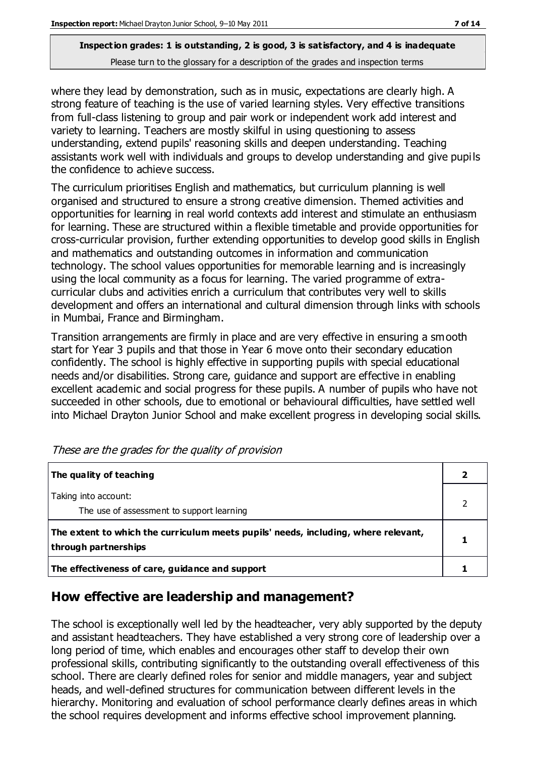**Inspection grades: 1 is outstanding, 2 is good, 3 is satisfactory, and 4 is inadequate**
Please turn to the glossary for a description of the grades and inspection terms

where they lead by demonstration, such as in music, expectations are clearly high. A strong feature of teaching is the use of varied learning styles. Very effective transitions from full-class listening to group and pair work or independent work add interest and variety to learning. Teachers are mostly skilful in using questioning to assess understanding, extend pupils' reasoning skills and deepen understanding. Teaching assistants work well with individuals and groups to develop understanding and give pupils the confidence to achieve success.

The curriculum prioritises English and mathematics, but curriculum planning is well organised and structured to ensure a strong creative dimension. Themed activities and opportunities for learning in real world contexts add interest and stimulate an enthusiasm for learning. These are structured within a flexible timetable and provide opportunities for cross-curricular provision, further extending opportunities to develop good skills in English and mathematics and outstanding outcomes in information and communication technology. The school values opportunities for memorable learning and is increasingly using the local community as a focus for learning. The varied programme of extra-curricular clubs and activities enrich a curriculum that contributes very well to skills development and offers an international and cultural dimension through links with schools in Mumbai, France and Birmingham.

Transition arrangements are firmly in place and are very effective in ensuring a smooth start for Year 3 pupils and that those in Year 6 move onto their secondary education confidently. The school is highly effective in supporting pupils with special educational needs and/or disabilities. Strong care, guidance and support are effective in enabling excellent academic and social progress for these pupils. A number of pupils who have not succeeded in other schools, due to emotional or behavioural difficulties, have settled well into Michael Drayton Junior School and make excellent progress in developing social skills.

*These are the grades for the quality of provision*

| | |
|---|---|
| **The quality of teaching** | **2** |
| Taking into account:<br>The use of assessment to support learning | 2 |
| **The extent to which the curriculum meets pupils' needs, including, where relevant, through partnerships** | **1** |
| **The effectiveness of care, guidance and support** | **1** |

## How effective are leadership and management?

The school is exceptionally well led by the headteacher, very ably supported by the deputy and assistant headteachers. They have established a very strong core of leadership over a long period of time, which enables and encourages other staff to develop their own professional skills, contributing significantly to the outstanding overall effectiveness of this school. There are clearly defined roles for senior and middle managers, year and subject heads, and well-defined structures for communication between different levels in the hierarchy. Monitoring and evaluation of school performance clearly defines areas in which the school requires development and informs effective school improvement planning.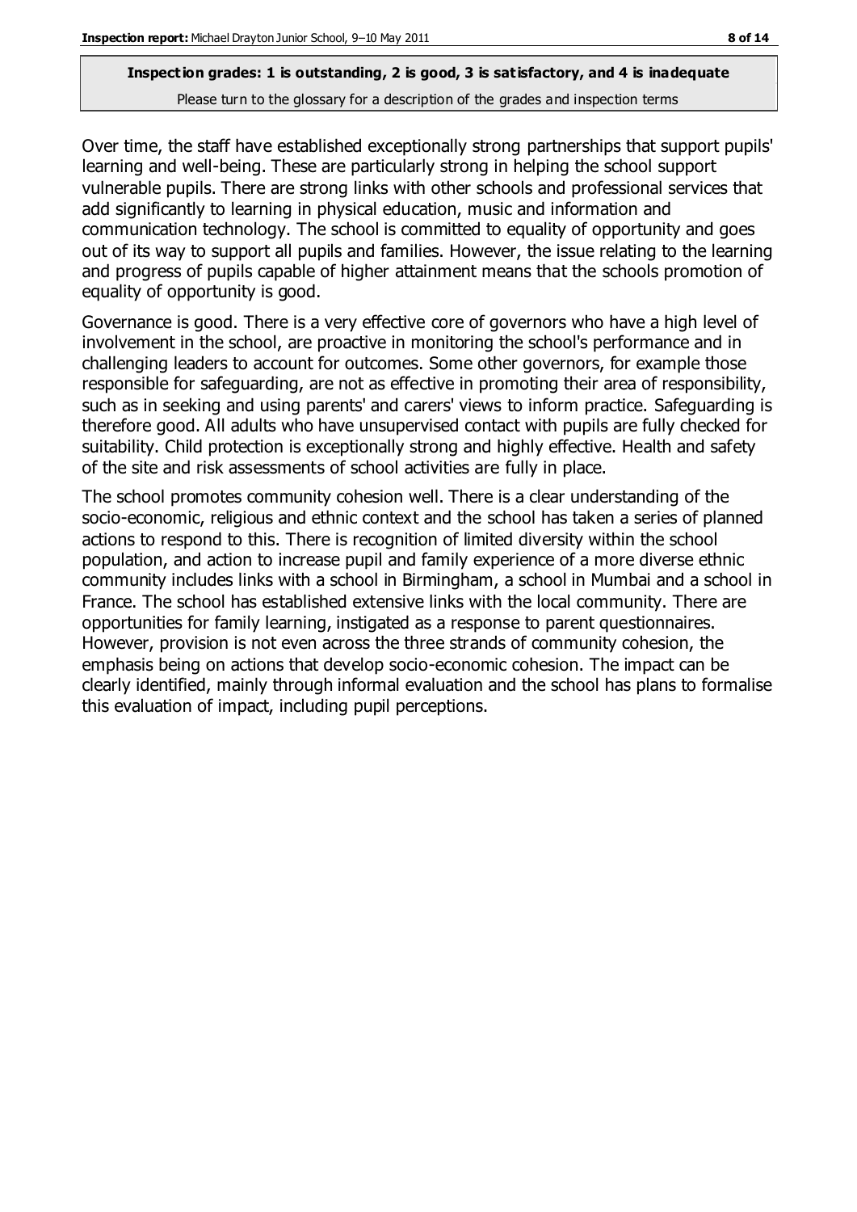**Inspection grades: 1 is outstanding, 2 is good, 3 is satisfactory, and 4 is inadequate**
Please turn to the glossary for a description of the grades and inspection terms

Over time, the staff have established exceptionally strong partnerships that support pupils' learning and well-being. These are particularly strong in helping the school support vulnerable pupils. There are strong links with other schools and professional services that add significantly to learning in physical education, music and information and communication technology. The school is committed to equality of opportunity and goes out of its way to support all pupils and families. However, the issue relating to the learning and progress of pupils capable of higher attainment means that the schools promotion of equality of opportunity is good.

Governance is good. There is a very effective core of governors who have a high level of involvement in the school, are proactive in monitoring the school's performance and in challenging leaders to account for outcomes. Some other governors, for example those responsible for safeguarding, are not as effective in promoting their area of responsibility, such as in seeking and using parents' and carers' views to inform practice. Safeguarding is therefore good. All adults who have unsupervised contact with pupils are fully checked for suitability. Child protection is exceptionally strong and highly effective. Health and safety of the site and risk assessments of school activities are fully in place.

The school promotes community cohesion well. There is a clear understanding of the socio-economic, religious and ethnic context and the school has taken a series of planned actions to respond to this. There is recognition of limited diversity within the school population, and action to increase pupil and family experience of a more diverse ethnic community includes links with a school in Birmingham, a school in Mumbai and a school in France. The school has established extensive links with the local community. There are opportunities for family learning, instigated as a response to parent questionnaires. However, provision is not even across the three strands of community cohesion, the emphasis being on actions that develop socio-economic cohesion. The impact can be clearly identified, mainly through informal evaluation and the school has plans to formalise this evaluation of impact, including pupil perceptions.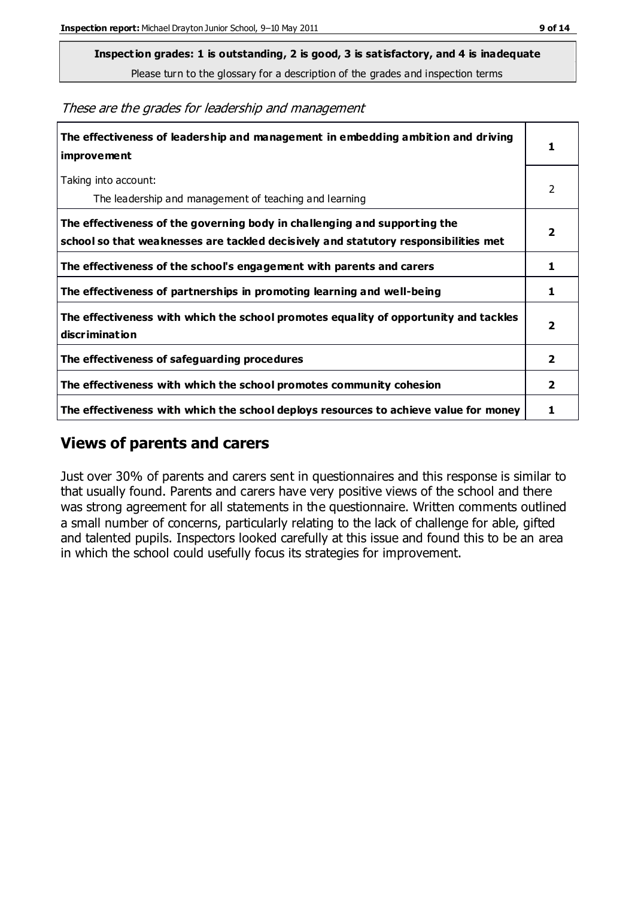**Inspection grades: 1 is outstanding, 2 is good, 3 is satisfactory, and 4 is inadequate**

Please turn to the glossary for a description of the grades and inspection terms

*These are the grades for leadership and management*

| | |
|---|---|
| **The effectiveness of leadership and management in embedding ambition and driving improvement** | **1** |
| Taking into account:<br>The leadership and management of teaching and learning | 2 |
| **The effectiveness of the governing body in challenging and supporting the school so that weaknesses are tackled decisively and statutory responsibilities met** | **2** |
| **The effectiveness of the school's engagement with parents and carers** | **1** |
| **The effectiveness of partnerships in promoting learning and well-being** | **1** |
| **The effectiveness with which the school promotes equality of opportunity and tackles discrimination** | **2** |
| **The effectiveness of safeguarding procedures** | **2** |
| **The effectiveness with which the school promotes community cohesion** | **2** |
| **The effectiveness with which the school deploys resources to achieve value for money** | **1** |

## Views of parents and carers

Just over 30% of parents and carers sent in questionnaires and this response is similar to that usually found. Parents and carers have very positive views of the school and there was strong agreement for all statements in the questionnaire. Written comments outlined a small number of concerns, particularly relating to the lack of challenge for able, gifted and talented pupils. Inspectors looked carefully at this issue and found this to be an area in which the school could usefully focus its strategies for improvement.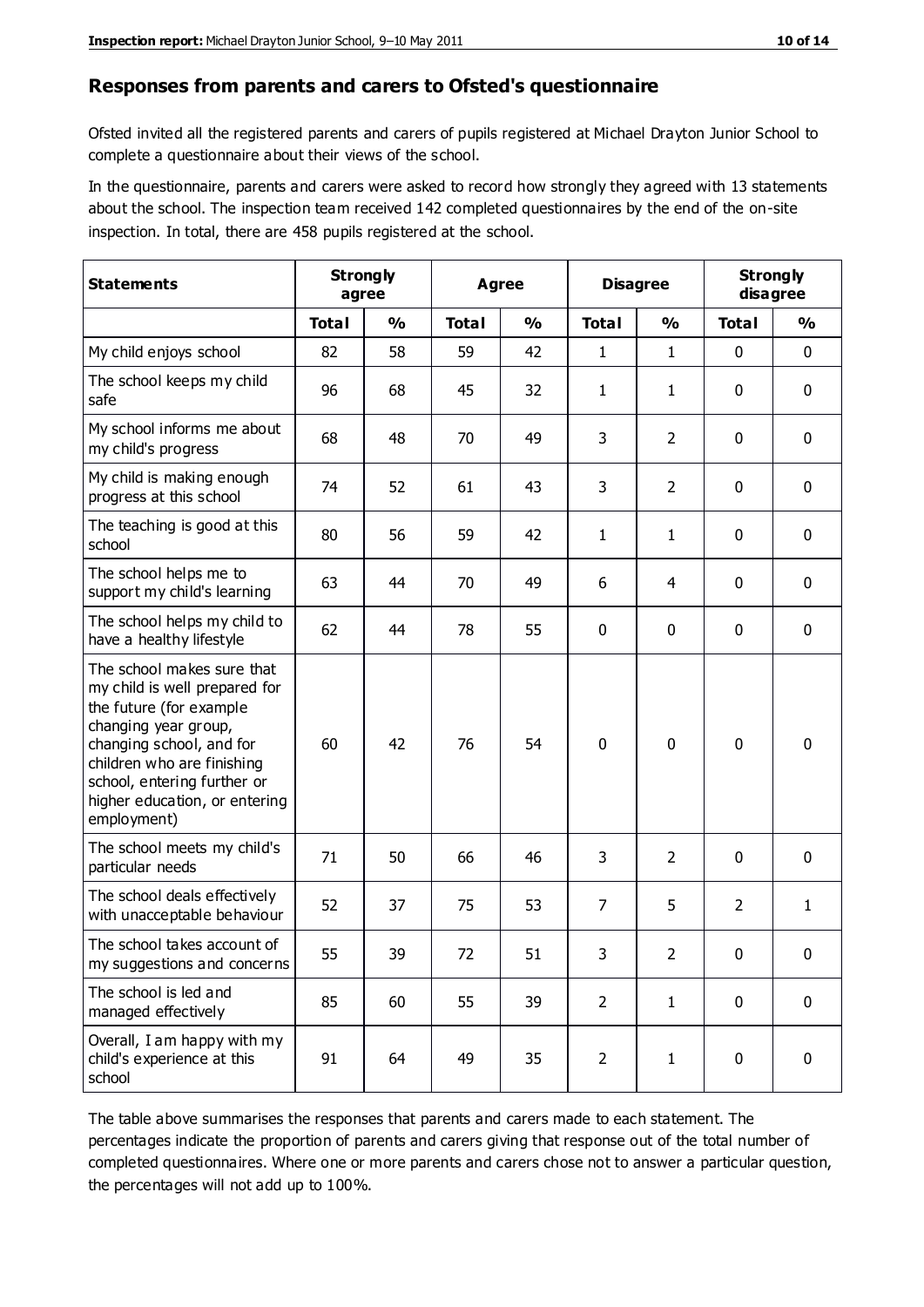## Responses from parents and carers to Ofsted's questionnaire

Ofsted invited all the registered parents and carers of pupils registered at Michael Drayton Junior School to complete a questionnaire about their views of the school.

In the questionnaire, parents and carers were asked to record how strongly they agreed with 13 statements about the school. The inspection team received 142 completed questionnaires by the end of the on-site inspection. In total, there are 458 pupils registered at the school.

| Statements | Strongly agree | | Agree | | Disagree | | Strongly disagree | |
|---|---|---|---|---|---|---|---|---|
| | Total | % | Total | % | Total | % | Total | % |
| My child enjoys school | 82 | 58 | 59 | 42 | 1 | 1 | 0 | 0 |
| The school keeps my child safe | 96 | 68 | 45 | 32 | 1 | 1 | 0 | 0 |
| My school informs me about my child's progress | 68 | 48 | 70 | 49 | 3 | 2 | 0 | 0 |
| My child is making enough progress at this school | 74 | 52 | 61 | 43 | 3 | 2 | 0 | 0 |
| The teaching is good at this school | 80 | 56 | 59 | 42 | 1 | 1 | 0 | 0 |
| The school helps me to support my child's learning | 63 | 44 | 70 | 49 | 6 | 4 | 0 | 0 |
| The school helps my child to have a healthy lifestyle | 62 | 44 | 78 | 55 | 0 | 0 | 0 | 0 |
| The school makes sure that my child is well prepared for the future (for example changing year group, changing school, and for children who are finishing school, entering further or higher education, or entering employment) | 60 | 42 | 76 | 54 | 0 | 0 | 0 | 0 |
| The school meets my child's particular needs | 71 | 50 | 66 | 46 | 3 | 2 | 0 | 0 |
| The school deals effectively with unacceptable behaviour | 52 | 37 | 75 | 53 | 7 | 5 | 2 | 1 |
| The school takes account of my suggestions and concerns | 55 | 39 | 72 | 51 | 3 | 2 | 0 | 0 |
| The school is led and managed effectively | 85 | 60 | 55 | 39 | 2 | 1 | 0 | 0 |
| Overall, I am happy with my child's experience at this school | 91 | 64 | 49 | 35 | 2 | 1 | 0 | 0 |

The table above summarises the responses that parents and carers made to each statement. The percentages indicate the proportion of parents and carers giving that response out of the total number of completed questionnaires. Where one or more parents and carers chose not to answer a particular question, the percentages will not add up to 100%.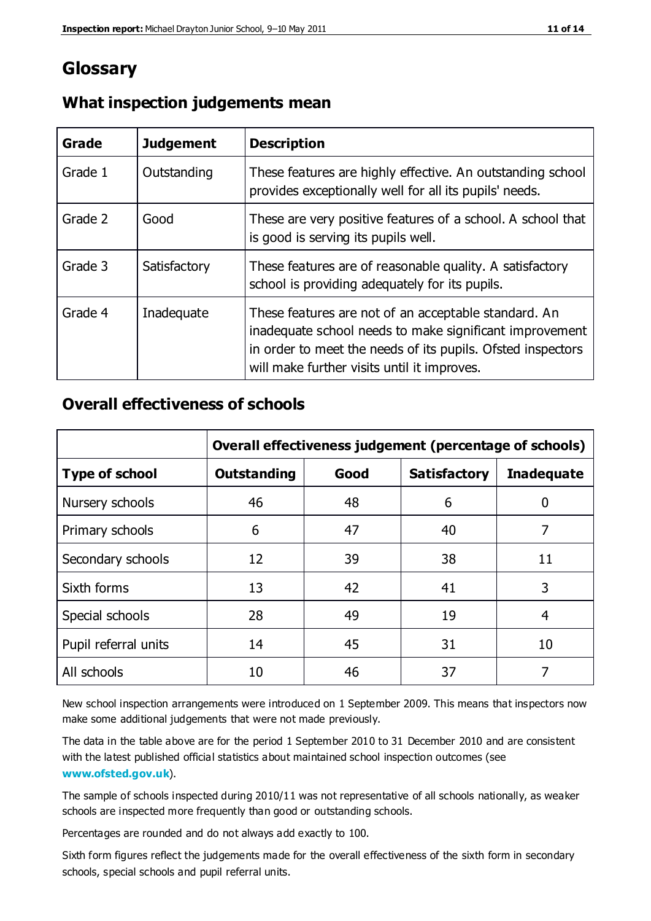# Glossary

## What inspection judgements mean

| Grade | Judgement | Description |
| --- | --- | --- |
| Grade 1 | Outstanding | These features are highly effective. An outstanding school provides exceptionally well for all its pupils' needs. |
| Grade 2 | Good | These are very positive features of a school. A school that is good is serving its pupils well. |
| Grade 3 | Satisfactory | These features are of reasonable quality. A satisfactory school is providing adequately for its pupils. |
| Grade 4 | Inadequate | These features are not of an acceptable standard. An inadequate school needs to make significant improvement in order to meet the needs of its pupils. Ofsted inspectors will make further visits until it improves. |

## Overall effectiveness of schools

| | Overall effectiveness judgement (percentage of schools) | | | |
| --- | --- | --- | --- | --- |
| **Type of school** | **Outstanding** | **Good** | **Satisfactory** | **Inadequate** |
| Nursery schools | 46 | 48 | 6 | 0 |
| Primary schools | 6 | 47 | 40 | 7 |
| Secondary schools | 12 | 39 | 38 | 11 |
| Sixth forms | 13 | 42 | 41 | 3 |
| Special schools | 28 | 49 | 19 | 4 |
| Pupil referral units | 14 | 45 | 31 | 10 |
| All schools | 10 | 46 | 37 | 7 |

New school inspection arrangements were introduced on 1 September 2009. This means that inspectors now make some additional judgements that were not made previously.

The data in the table above are for the period 1 September 2010 to 31 December 2010 and are consistent with the latest published official statistics about maintained school inspection outcomes (see **www.ofsted.gov.uk**).

The sample of schools inspected during 2010/11 was not representative of all schools nationally, as weaker schools are inspected more frequently than good or outstanding schools.

Percentages are rounded and do not always add exactly to 100.

Sixth form figures reflect the judgements made for the overall effectiveness of the sixth form in secondary schools, special schools and pupil referral units.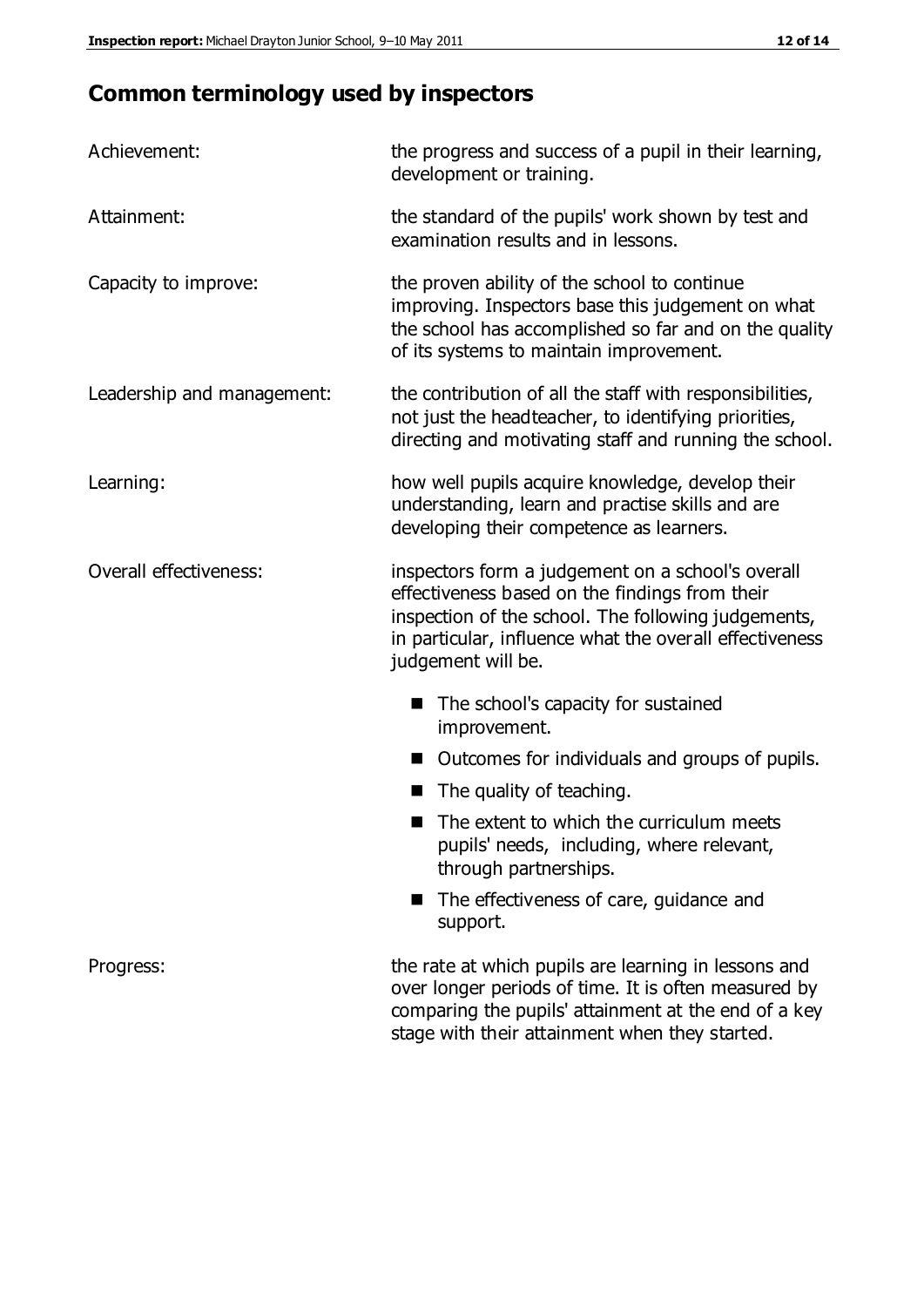## Common terminology used by inspectors

| | |
|---|---|
| Achievement: | the progress and success of a pupil in their learning, development or training. |
| Attainment: | the standard of the pupils' work shown by test and examination results and in lessons. |
| Capacity to improve: | the proven ability of the school to continue improving. Inspectors base this judgement on what the school has accomplished so far and on the quality of its systems to maintain improvement. |
| Leadership and management: | the contribution of all the staff with responsibilities, not just the headteacher, to identifying priorities, directing and motivating staff and running the school. |
| Learning: | how well pupils acquire knowledge, develop their understanding, learn and practise skills and are developing their competence as learners. |
| Overall effectiveness: | inspectors form a judgement on a school's overall effectiveness based on the findings from their inspection of the school. The following judgements, in particular, influence what the overall effectiveness judgement will be. |

- The school's capacity for sustained improvement.
- Outcomes for individuals and groups of pupils.
- The quality of teaching.
- The extent to which the curriculum meets pupils' needs, including, where relevant, through partnerships.
- The effectiveness of care, guidance and support.

| | |
|---|---|
| Progress: | the rate at which pupils are learning in lessons and over longer periods of time. It is often measured by comparing the pupils' attainment at the end of a key stage with their attainment when they started. |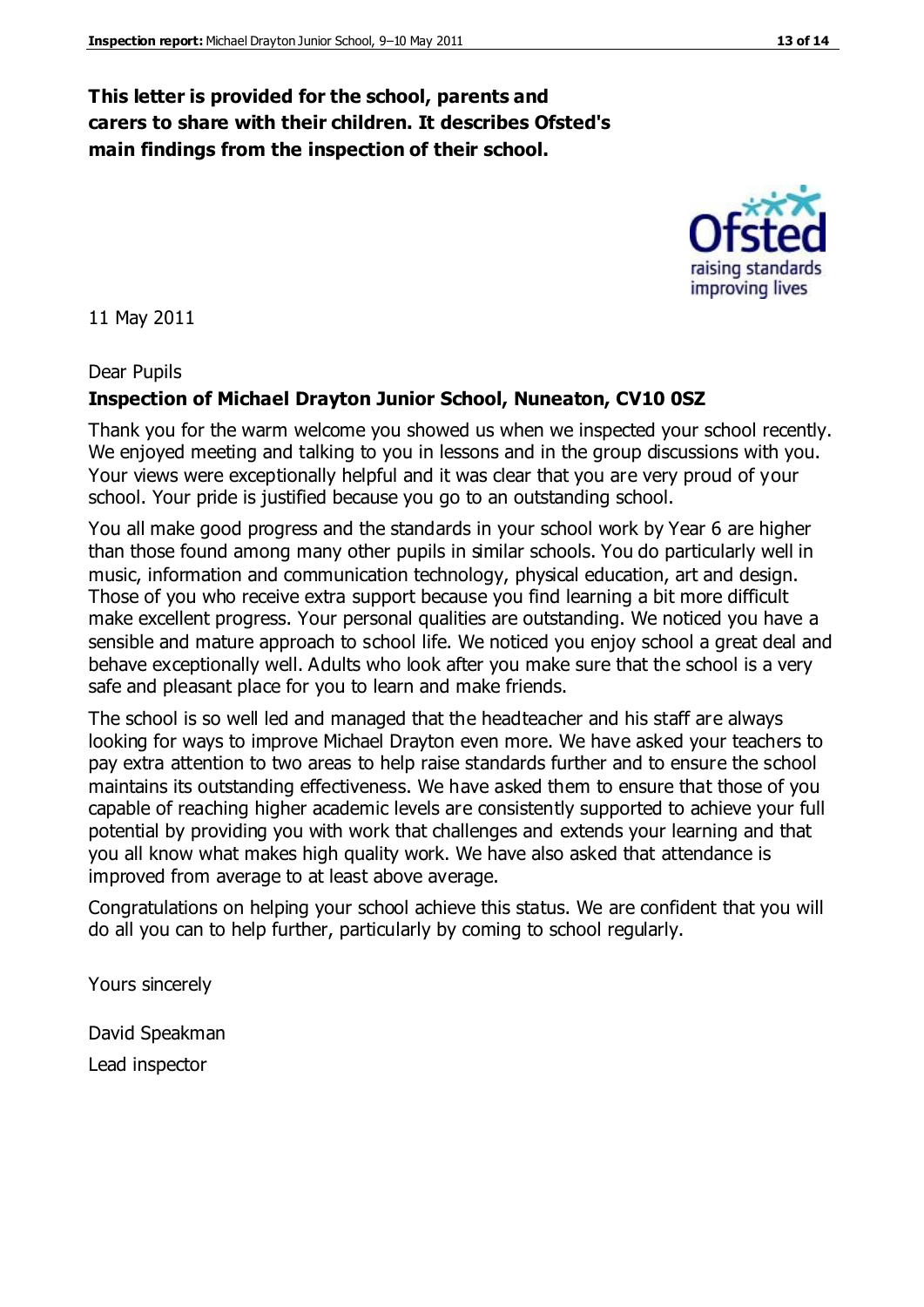**This letter is provided for the school, parents and carers to share with their children. It describes Ofsted's main findings from the inspection of their school.**

11 May 2011

Dear Pupils

**Inspection of Michael Drayton Junior School, Nuneaton, CV10 0SZ**

Thank you for the warm welcome you showed us when we inspected your school recently. We enjoyed meeting and talking to you in lessons and in the group discussions with you. Your views were exceptionally helpful and it was clear that you are very proud of your school. Your pride is justified because you go to an outstanding school.

You all make good progress and the standards in your school work by Year 6 are higher than those found among many other pupils in similar schools. You do particularly well in music, information and communication technology, physical education, art and design. Those of you who receive extra support because you find learning a bit more difficult make excellent progress. Your personal qualities are outstanding. We noticed you have a sensible and mature approach to school life. We noticed you enjoy school a great deal and behave exceptionally well. Adults who look after you make sure that the school is a very safe and pleasant place for you to learn and make friends.

The school is so well led and managed that the headteacher and his staff are always looking for ways to improve Michael Drayton even more. We have asked your teachers to pay extra attention to two areas to help raise standards further and to ensure the school maintains its outstanding effectiveness. We have asked them to ensure that those of you capable of reaching higher academic levels are consistently supported to achieve your full potential by providing you with work that challenges and extends your learning and that you all know what makes high quality work. We have also asked that attendance is improved from average to at least above average.

Congratulations on helping your school achieve this status. We are confident that you will do all you can to help further, particularly by coming to school regularly.

Yours sincerely

David Speakman

Lead inspector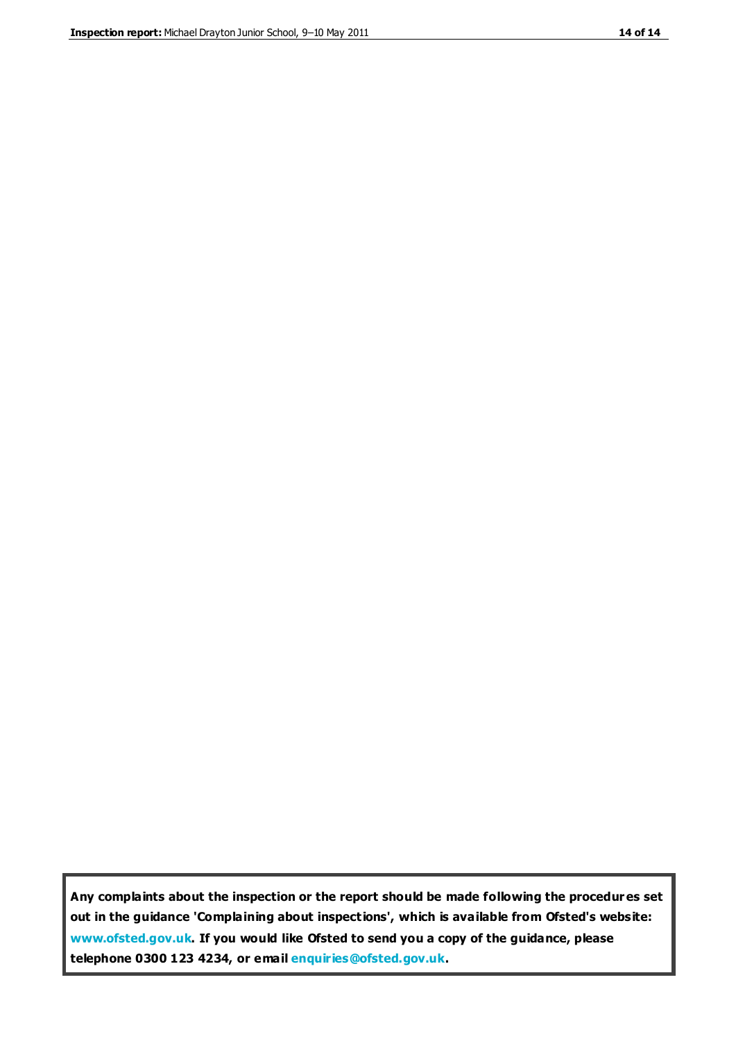**Any complaints about the inspection or the report should be made following the procedures set out in the guidance 'Complaining about inspections', which is available from Ofsted's website: www.ofsted.gov.uk. If you would like Ofsted to send you a copy of the guidance, please telephone 0300 123 4234, or email enquiries@ofsted.gov.uk.**